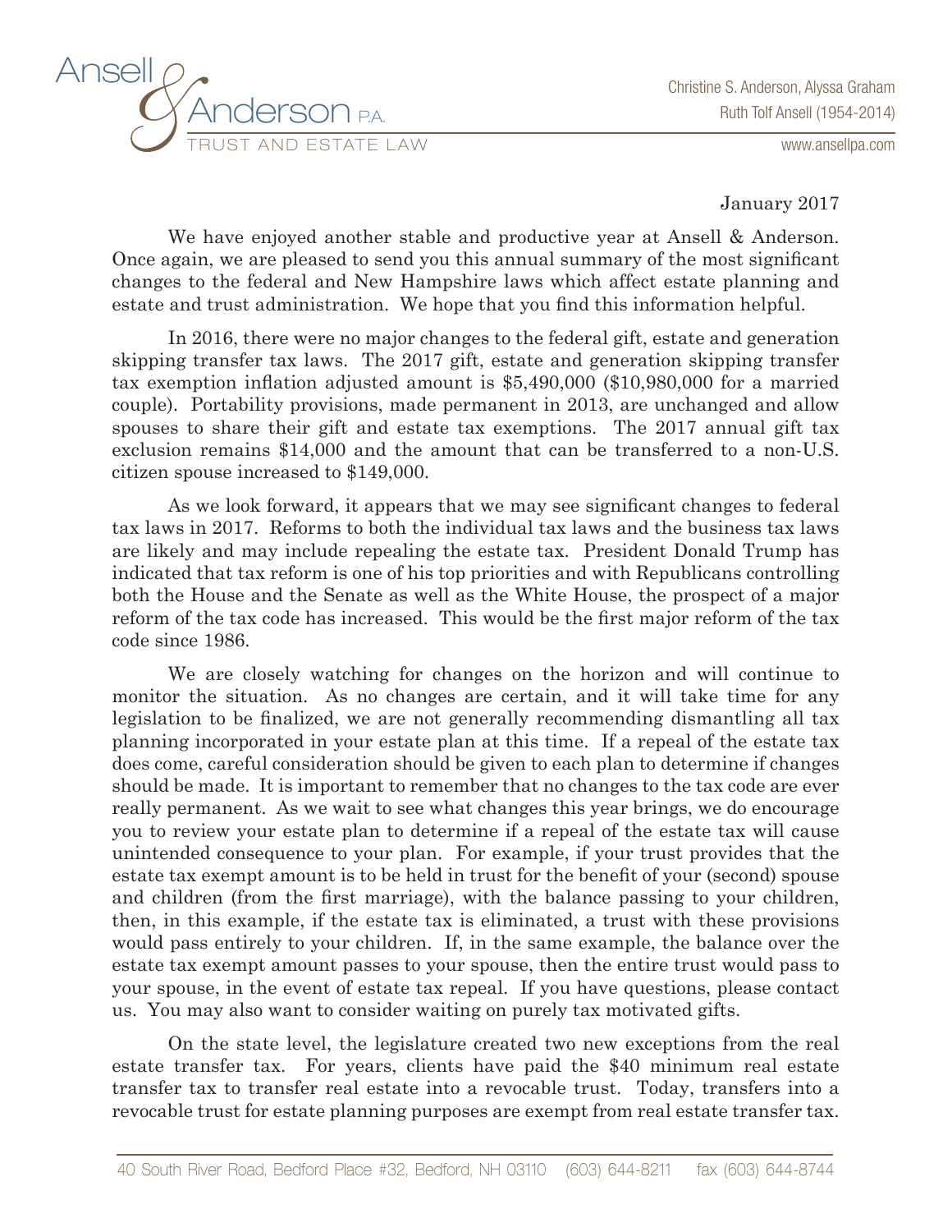Ansell & Anderson P.A.
TRUST AND ESTATE LAW

Christine S. Anderson, Alyssa Graham
Ruth Tolf Ansell (1954-2014)
www.ansellpa.com

January 2017

We have enjoyed another stable and productive year at Ansell & Anderson. Once again, we are pleased to send you this annual summary of the most significant changes to the federal and New Hampshire laws which affect estate planning and estate and trust administration. We hope that you find this information helpful.

In 2016, there were no major changes to the federal gift, estate and generation skipping transfer tax laws. The 2017 gift, estate and generation skipping transfer tax exemption inflation adjusted amount is $5,490,000 ($10,980,000 for a married couple). Portability provisions, made permanent in 2013, are unchanged and allow spouses to share their gift and estate tax exemptions. The 2017 annual gift tax exclusion remains $14,000 and the amount that can be transferred to a non-U.S. citizen spouse increased to $149,000.

As we look forward, it appears that we may see significant changes to federal tax laws in 2017. Reforms to both the individual tax laws and the business tax laws are likely and may include repealing the estate tax. President Donald Trump has indicated that tax reform is one of his top priorities and with Republicans controlling both the House and the Senate as well as the White House, the prospect of a major reform of the tax code has increased. This would be the first major reform of the tax code since 1986.

We are closely watching for changes on the horizon and will continue to monitor the situation. As no changes are certain, and it will take time for any legislation to be finalized, we are not generally recommending dismantling all tax planning incorporated in your estate plan at this time. If a repeal of the estate tax does come, careful consideration should be given to each plan to determine if changes should be made. It is important to remember that no changes to the tax code are ever really permanent. As we wait to see what changes this year brings, we do encourage you to review your estate plan to determine if a repeal of the estate tax will cause unintended consequence to your plan. For example, if your trust provides that the estate tax exempt amount is to be held in trust for the benefit of your (second) spouse and children (from the first marriage), with the balance passing to your children, then, in this example, if the estate tax is eliminated, a trust with these provisions would pass entirely to your children. If, in the same example, the balance over the estate tax exempt amount passes to your spouse, then the entire trust would pass to your spouse, in the event of estate tax repeal. If you have questions, please contact us. You may also want to consider waiting on purely tax motivated gifts.

On the state level, the legislature created two new exceptions from the real estate transfer tax. For years, clients have paid the $40 minimum real estate transfer tax to transfer real estate into a revocable trust. Today, transfers into a revocable trust for estate planning purposes are exempt from real estate transfer tax.

40 South River Road, Bedford Place #32, Bedford, NH 03110 (603) 644-8211 fax (603) 644-8744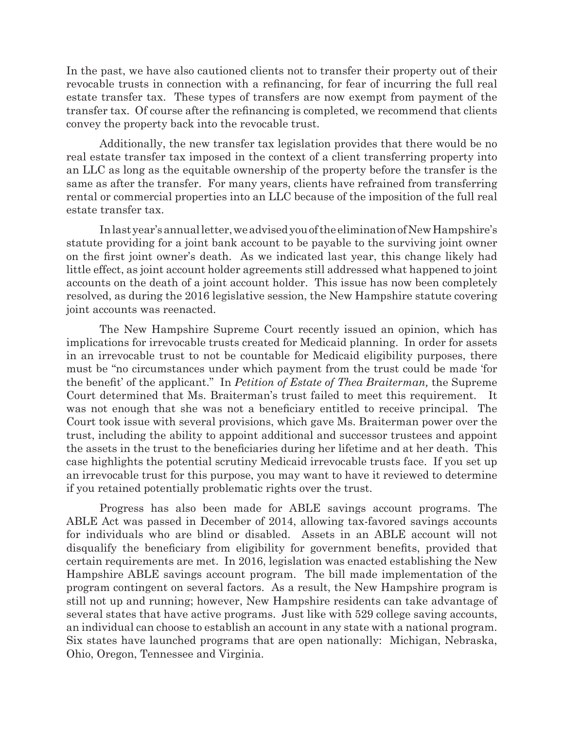In the past, we have also cautioned clients not to transfer their property out of their revocable trusts in connection with a refinancing, for fear of incurring the full real estate transfer tax. These types of transfers are now exempt from payment of the transfer tax. Of course after the refinancing is completed, we recommend that clients convey the property back into the revocable trust.

Additionally, the new transfer tax legislation provides that there would be no real estate transfer tax imposed in the context of a client transferring property into an LLC as long as the equitable ownership of the property before the transfer is the same as after the transfer. For many years, clients have refrained from transferring rental or commercial properties into an LLC because of the imposition of the full real estate transfer tax.

In last year's annual letter, we advised you of the elimination of New Hampshire's statute providing for a joint bank account to be payable to the surviving joint owner on the first joint owner's death. As we indicated last year, this change likely had little effect, as joint account holder agreements still addressed what happened to joint accounts on the death of a joint account holder. This issue has now been completely resolved, as during the 2016 legislative session, the New Hampshire statute covering joint accounts was reenacted.

The New Hampshire Supreme Court recently issued an opinion, which has implications for irrevocable trusts created for Medicaid planning. In order for assets in an irrevocable trust to not be countable for Medicaid eligibility purposes, there must be "no circumstances under which payment from the trust could be made 'for the benefit' of the applicant." In *Petition of Estate of Thea Braiterman,* the Supreme Court determined that Ms. Braiterman's trust failed to meet this requirement. It was not enough that she was not a beneficiary entitled to receive principal. The Court took issue with several provisions, which gave Ms. Braiterman power over the trust, including the ability to appoint additional and successor trustees and appoint the assets in the trust to the beneficiaries during her lifetime and at her death. This case highlights the potential scrutiny Medicaid irrevocable trusts face. If you set up an irrevocable trust for this purpose, you may want to have it reviewed to determine if you retained potentially problematic rights over the trust.

Progress has also been made for ABLE savings account programs. The ABLE Act was passed in December of 2014, allowing tax-favored savings accounts for individuals who are blind or disabled. Assets in an ABLE account will not disqualify the beneficiary from eligibility for government benefits, provided that certain requirements are met. In 2016, legislation was enacted establishing the New Hampshire ABLE savings account program. The bill made implementation of the program contingent on several factors. As a result, the New Hampshire program is still not up and running; however, New Hampshire residents can take advantage of several states that have active programs. Just like with 529 college saving accounts, an individual can choose to establish an account in any state with a national program. Six states have launched programs that are open nationally: Michigan, Nebraska, Ohio, Oregon, Tennessee and Virginia.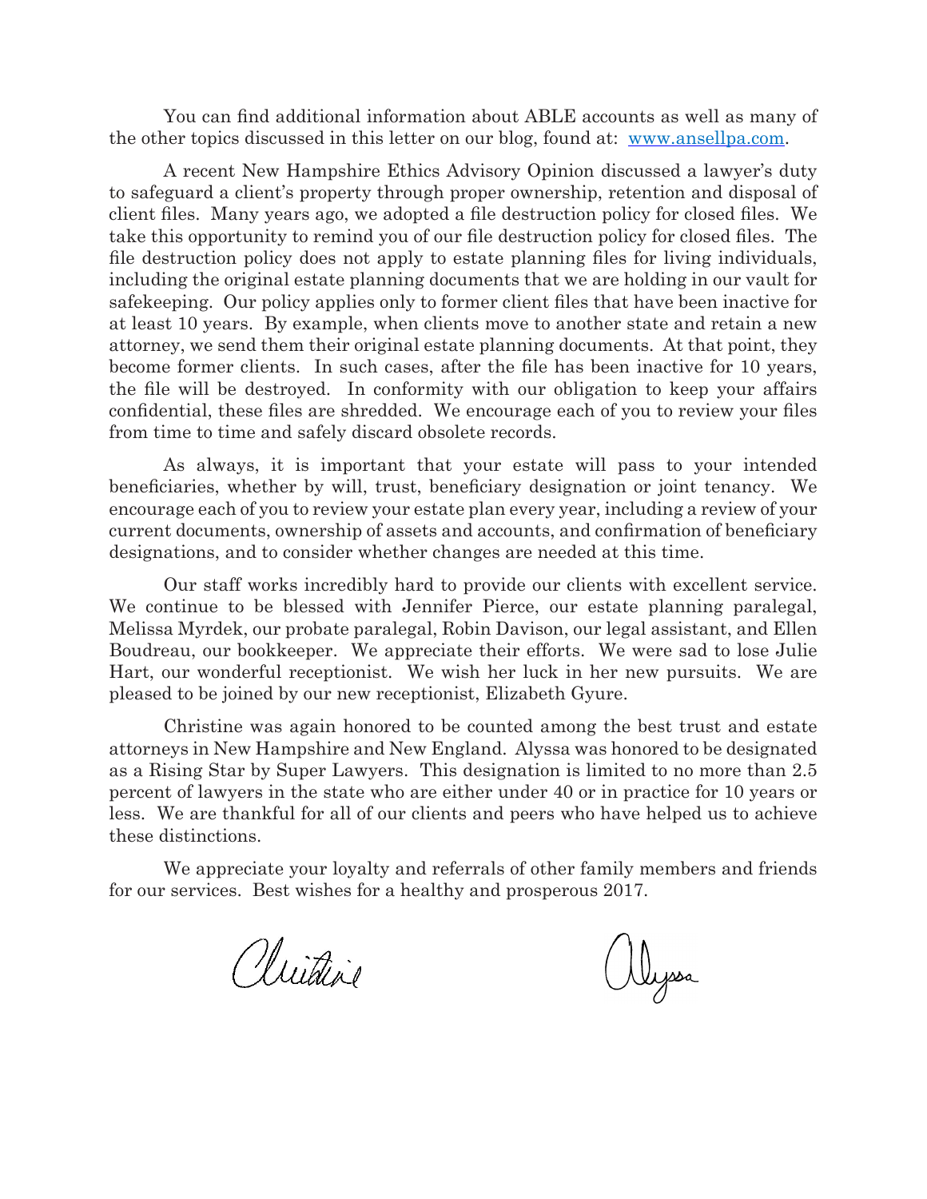You can find additional information about ABLE accounts as well as many of the other topics discussed in this letter on our blog, found at: [www.ansellpa.com](http://www.ansellpa.com).

A recent New Hampshire Ethics Advisory Opinion discussed a lawyer's duty to safeguard a client's property through proper ownership, retention and disposal of client files. Many years ago, we adopted a file destruction policy for closed files. We take this opportunity to remind you of our file destruction policy for closed files. The file destruction policy does not apply to estate planning files for living individuals, including the original estate planning documents that we are holding in our vault for safekeeping. Our policy applies only to former client files that have been inactive for at least 10 years. By example, when clients move to another state and retain a new attorney, we send them their original estate planning documents. At that point, they become former clients. In such cases, after the file has been inactive for 10 years, the file will be destroyed. In conformity with our obligation to keep your affairs confidential, these files are shredded. We encourage each of you to review your files from time to time and safely discard obsolete records.

As always, it is important that your estate will pass to your intended beneficiaries, whether by will, trust, beneficiary designation or joint tenancy. We encourage each of you to review your estate plan every year, including a review of your current documents, ownership of assets and accounts, and confirmation of beneficiary designations, and to consider whether changes are needed at this time.

Our staff works incredibly hard to provide our clients with excellent service. We continue to be blessed with Jennifer Pierce, our estate planning paralegal, Melissa Myrdek, our probate paralegal, Robin Davison, our legal assistant, and Ellen Boudreau, our bookkeeper. We appreciate their efforts. We were sad to lose Julie Hart, our wonderful receptionist. We wish her luck in her new pursuits. We are pleased to be joined by our new receptionist, Elizabeth Gyure.

Christine was again honored to be counted among the best trust and estate attorneys in New Hampshire and New England. Alyssa was honored to be designated as a Rising Star by Super Lawyers. This designation is limited to no more than 2.5 percent of lawyers in the state who are either under 40 or in practice for 10 years or less. We are thankful for all of our clients and peers who have helped us to achieve these distinctions.

We appreciate your loyalty and referrals of other family members and friends for our services. Best wishes for a healthy and prosperous 2017.

Christine

Alyssa